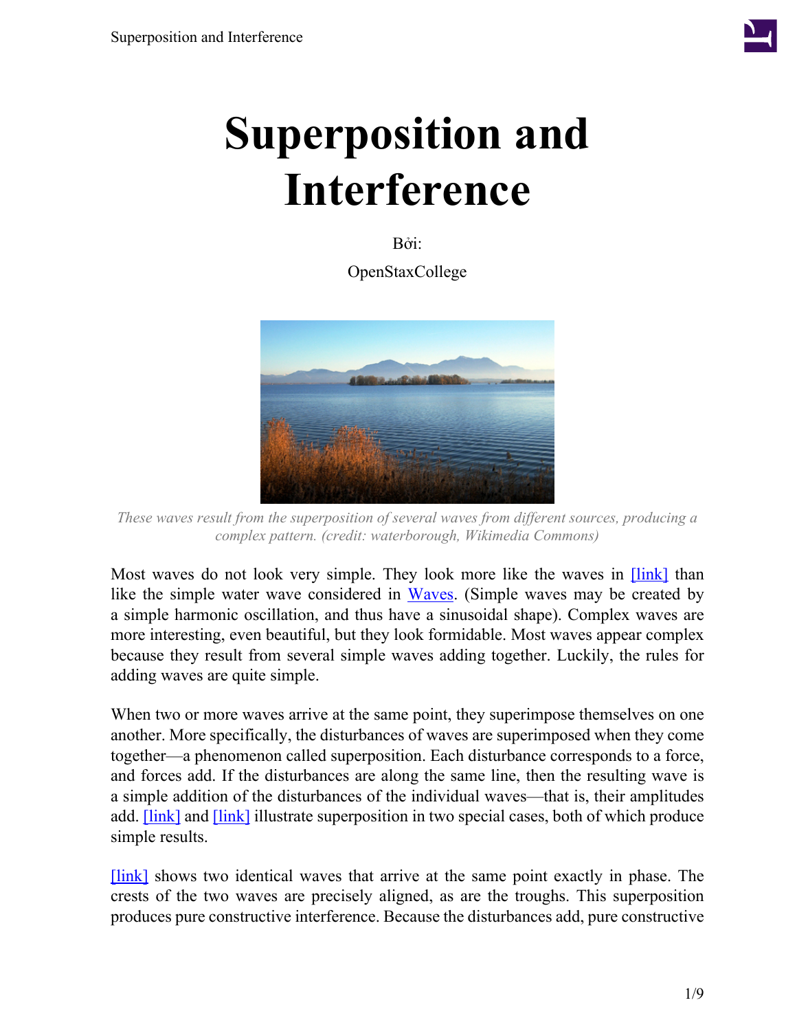# Superposition and Interference

Bởi:

OpenStaxCollege

*These waves result from the superposition of several waves from different sources, producing a complex pattern. (credit: waterborough, Wikimedia Commons)*

Most waves do not look very simple. They look more like the waves in [link] than like the simple water wave considered in Waves. (Simple waves may be created by a simple harmonic oscillation, and thus have a sinusoidal shape). Complex waves are more interesting, even beautiful, but they look formidable. Most waves appear complex because they result from several simple waves adding together. Luckily, the rules for adding waves are quite simple.

When two or more waves arrive at the same point, they superimpose themselves on one another. More specifically, the disturbances of waves are superimposed when they come together—a phenomenon called superposition. Each disturbance corresponds to a force, and forces add. If the disturbances are along the same line, then the resulting wave is a simple addition of the disturbances of the individual waves—that is, their amplitudes add. [link] and [link] illustrate superposition in two special cases, both of which produce simple results.

[link] shows two identical waves that arrive at the same point exactly in phase. The crests of the two waves are precisely aligned, as are the troughs. This superposition produces pure constructive interference. Because the disturbances add, pure constructive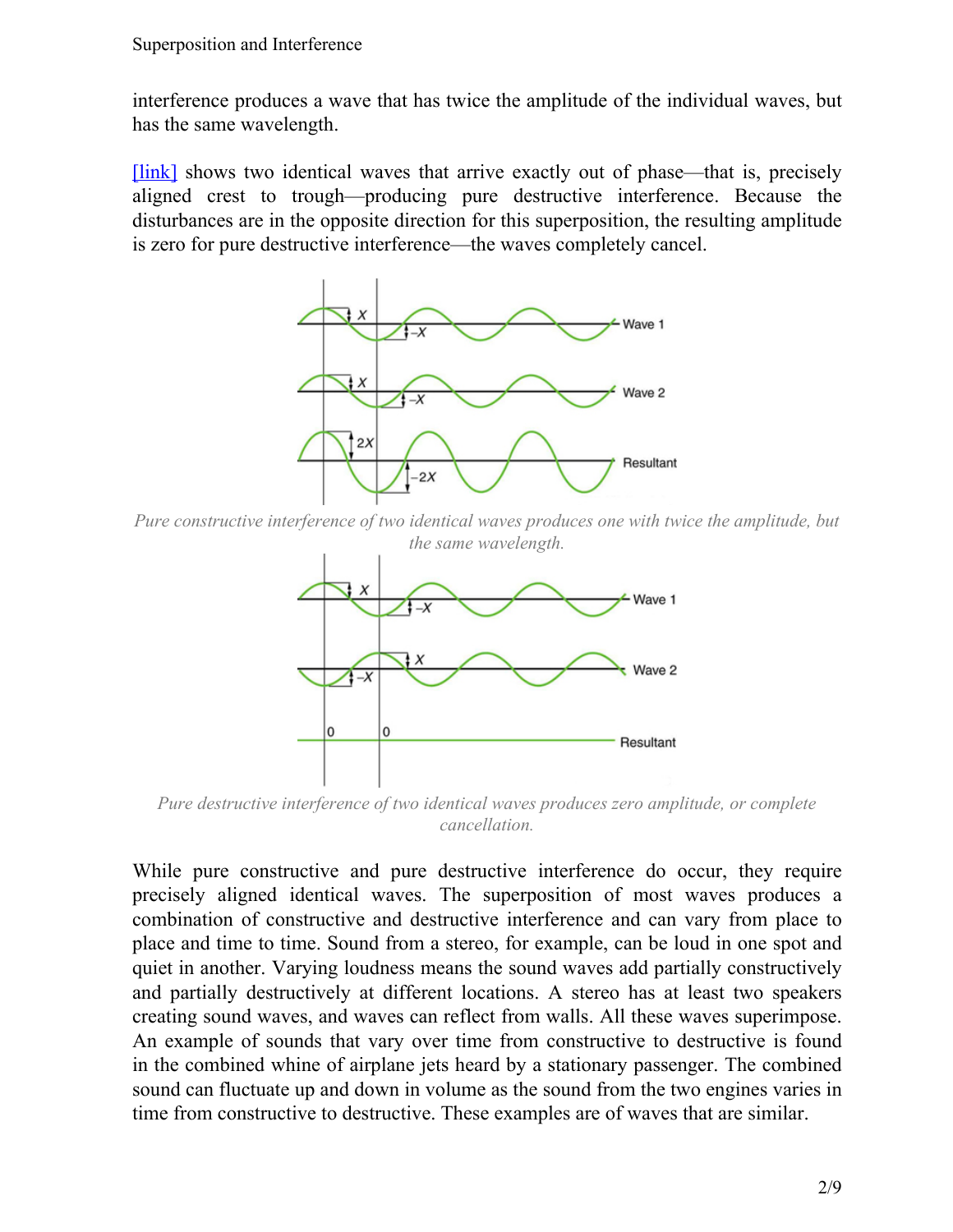interference produces a wave that has twice the amplitude of the individual waves, but has the same wavelength.

[link] shows two identical waves that arrive exactly out of phase—that is, precisely aligned crest to trough—producing pure destructive interference. Because the disturbances are in the opposite direction for this superposition, the resulting amplitude is zero for pure destructive interference—the waves completely cancel.

*Pure constructive interference of two identical waves produces one with twice the amplitude, but the same wavelength.*

*Pure destructive interference of two identical waves produces zero amplitude, or complete cancellation.*

While pure constructive and pure destructive interference do occur, they require precisely aligned identical waves. The superposition of most waves produces a combination of constructive and destructive interference and can vary from place to place and time to time. Sound from a stereo, for example, can be loud in one spot and quiet in another. Varying loudness means the sound waves add partially constructively and partially destructively at different locations. A stereo has at least two speakers creating sound waves, and waves can reflect from walls. All these waves superimpose. An example of sounds that vary over time from constructive to destructive is found in the combined whine of airplane jets heard by a stationary passenger. The combined sound can fluctuate up and down in volume as the sound from the two engines varies in time from constructive to destructive. These examples are of waves that are similar.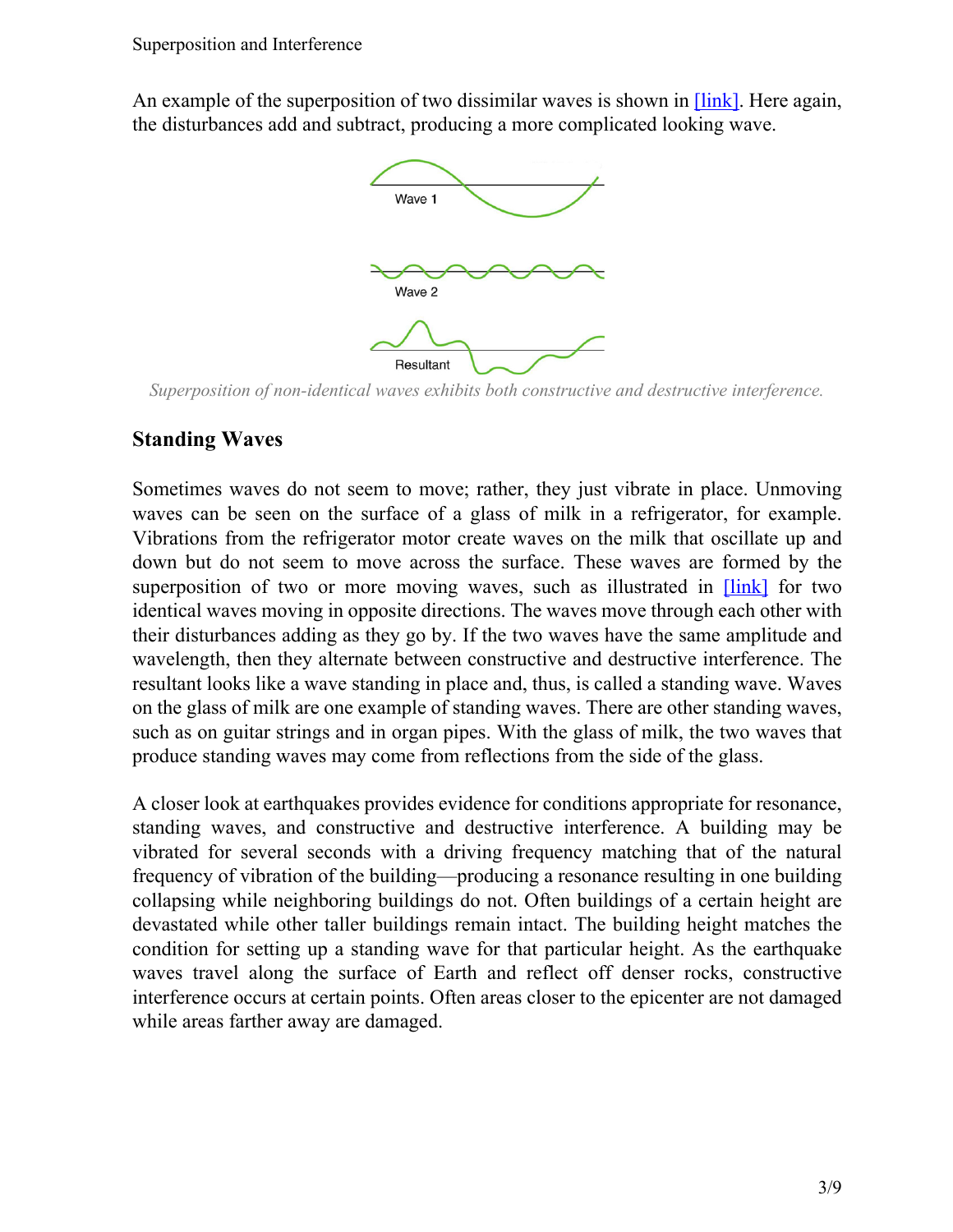An example of the superposition of two dissimilar waves is shown in [link]. Here again, the disturbances add and subtract, producing a more complicated looking wave.

Wave 1

Wave 2

Resultant

*Superposition of non-identical waves exhibits both constructive and destructive interference.*

### Standing Waves

Sometimes waves do not seem to move; rather, they just vibrate in place. Unmoving waves can be seen on the surface of a glass of milk in a refrigerator, for example. Vibrations from the refrigerator motor create waves on the milk that oscillate up and down but do not seem to move across the surface. These waves are formed by the superposition of two or more moving waves, such as illustrated in [link] for two identical waves moving in opposite directions. The waves move through each other with their disturbances adding as they go by. If the two waves have the same amplitude and wavelength, then they alternate between constructive and destructive interference. The resultant looks like a wave standing in place and, thus, is called a standing wave. Waves on the glass of milk are one example of standing waves. There are other standing waves, such as on guitar strings and in organ pipes. With the glass of milk, the two waves that produce standing waves may come from reflections from the side of the glass.

A closer look at earthquakes provides evidence for conditions appropriate for resonance, standing waves, and constructive and destructive interference. A building may be vibrated for several seconds with a driving frequency matching that of the natural frequency of vibration of the building—producing a resonance resulting in one building collapsing while neighboring buildings do not. Often buildings of a certain height are devastated while other taller buildings remain intact. The building height matches the condition for setting up a standing wave for that particular height. As the earthquake waves travel along the surface of Earth and reflect off denser rocks, constructive interference occurs at certain points. Often areas closer to the epicenter are not damaged while areas farther away are damaged.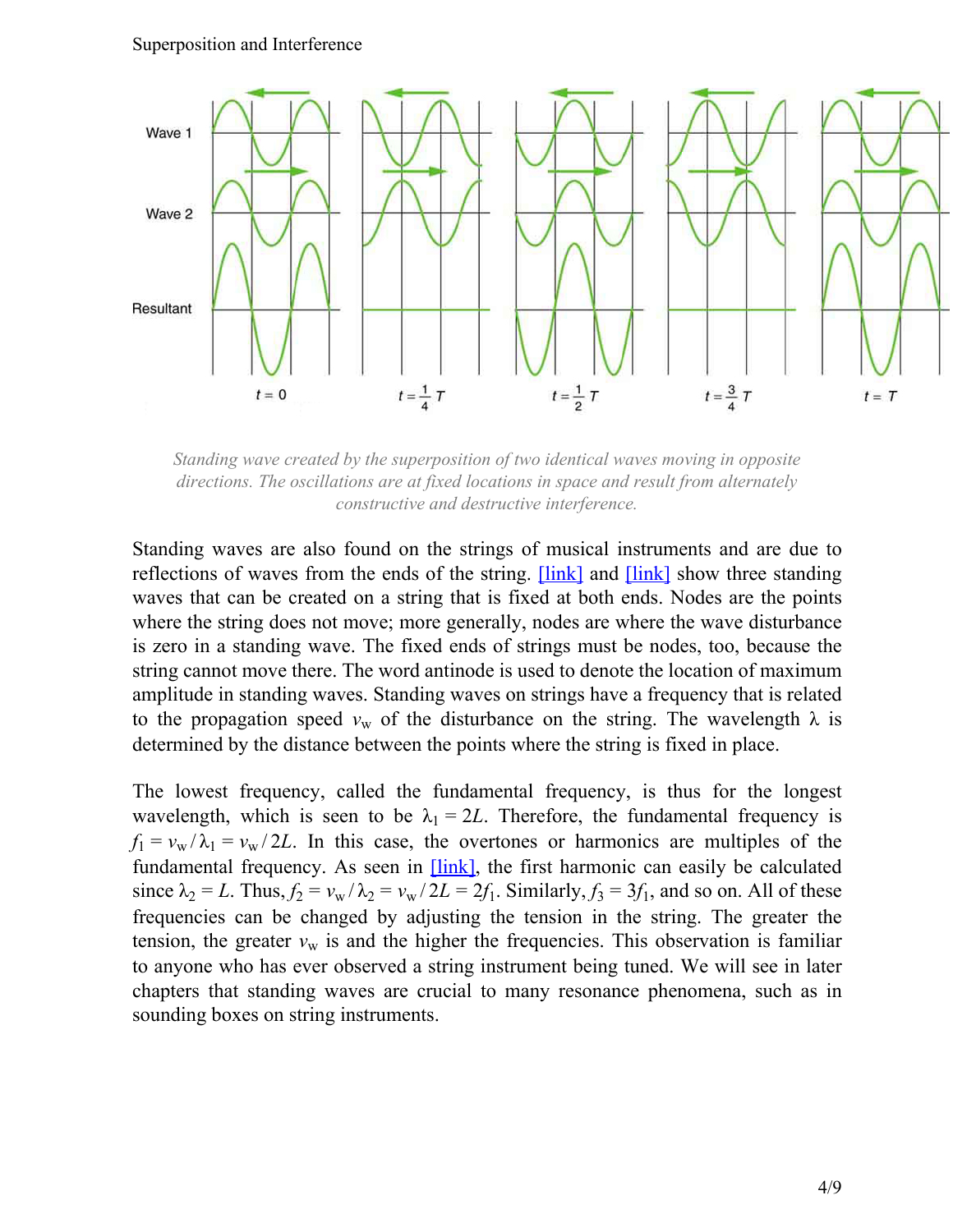*Standing wave created by the superposition of two identical waves moving in opposite directions. The oscillations are at fixed locations in space and result from alternately constructive and destructive interference.*

Standing waves are also found on the strings of musical instruments and are due to reflections of waves from the ends of the string. [link] and [link] show three standing waves that can be created on a string that is fixed at both ends. Nodes are the points where the string does not move; more generally, nodes are where the wave disturbance is zero in a standing wave. The fixed ends of strings must be nodes, too, because the string cannot move there. The word antinode is used to denote the location of maximum amplitude in standing waves. Standing waves on strings have a frequency that is related to the propagation speed $v_w$ of the disturbance on the string. The wavelength $\lambda$ is determined by the distance between the points where the string is fixed in place.

The lowest frequency, called the fundamental frequency, is thus for the longest wavelength, which is seen to be $\lambda_1 = 2L$. Therefore, the fundamental frequency is $f_1 = v_w / \lambda_1 = v_w / 2L$. In this case, the overtones or harmonics are multiples of the fundamental frequency. As seen in [link], the first harmonic can easily be calculated since $\lambda_2 = L$. Thus, $f_2 = v_w / \lambda_2 = v_w / 2L = 2f_1$. Similarly, $f_3 = 3f_1$, and so on. All of these frequencies can be changed by adjusting the tension in the string. The greater the tension, the greater $v_w$ is and the higher the frequencies. This observation is familiar to anyone who has ever observed a string instrument being tuned. We will see in later chapters that standing waves are crucial to many resonance phenomena, such as in sounding boxes on string instruments.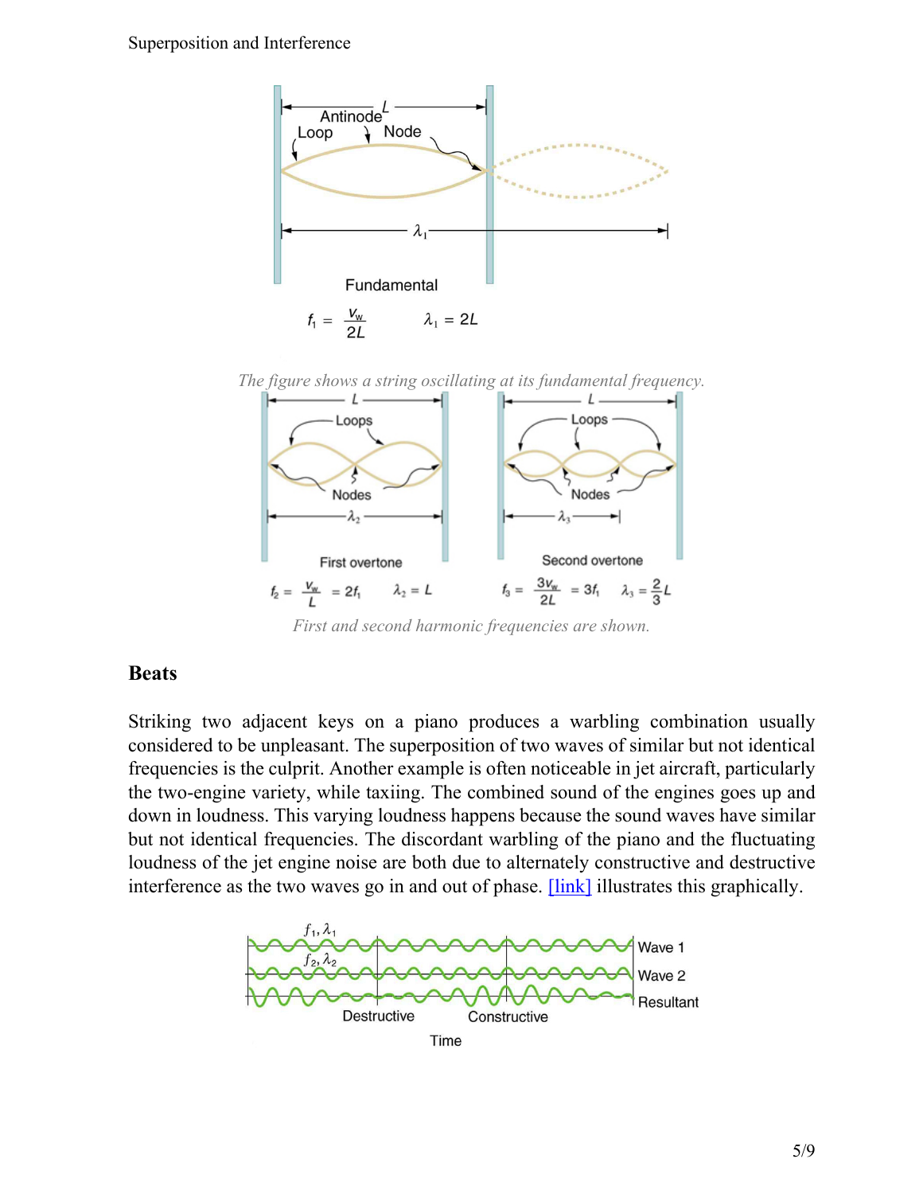*The figure shows a string oscillating at its fundamental frequency.*

*First and second harmonic frequencies are shown.*

## Beats

Striking two adjacent keys on a piano produces a warbling combination usually considered to be unpleasant. The superposition of two waves of similar but not identical frequencies is the culprit. Another example is often noticeable in jet aircraft, particularly the two-engine variety, while taxiing. The combined sound of the engines goes up and down in loudness. This varying loudness happens because the sound waves have similar but not identical frequencies. The discordant warbling of the piano and the fluctuating loudness of the jet engine noise are both due to alternately constructive and destructive interference as the two waves go in and out of phase. [link] illustrates this graphically.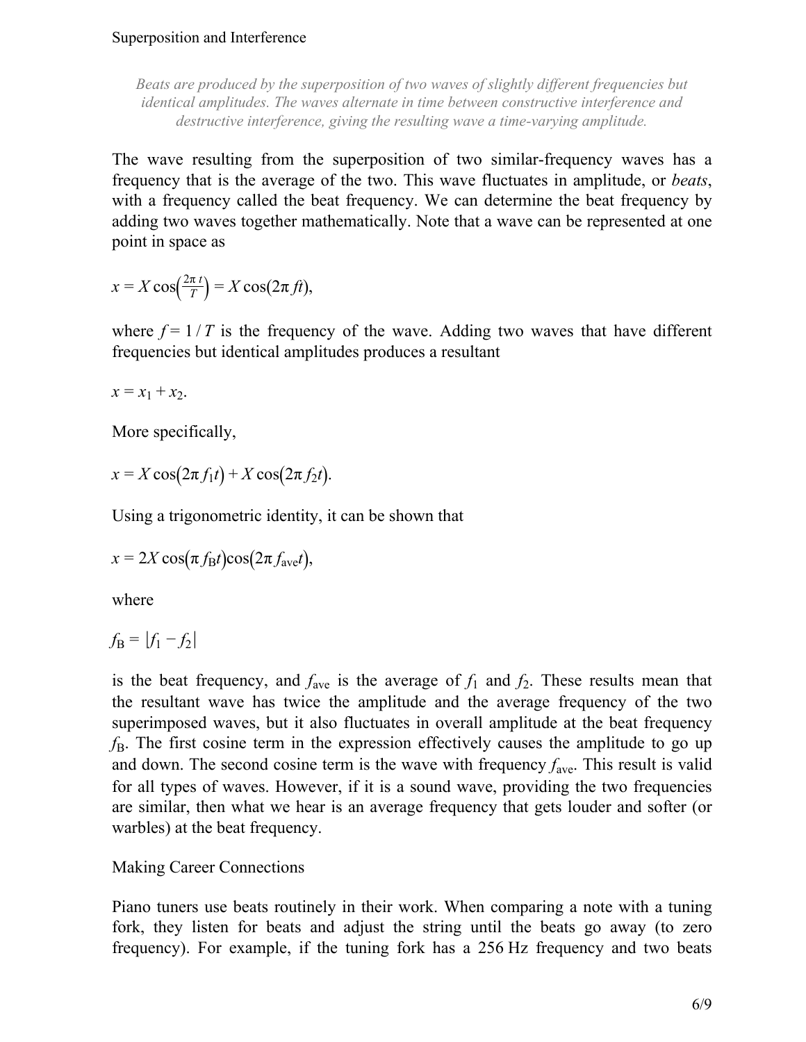*Beats are produced by the superposition of two waves of slightly different frequencies but identical amplitudes. The waves alternate in time between constructive interference and destructive interference, giving the resulting wave a time-varying amplitude.*

The wave resulting from the superposition of two similar-frequency waves has a frequency that is the average of the two. This wave fluctuates in amplitude, or *beats*, with a frequency called the beat frequency. We can determine the beat frequency by adding two waves together mathematically. Note that a wave can be represented at one point in space as

$$x = X\cos\left(\frac{2\pi\, t}{T}\right) = X\cos(2\pi\, ft),$$

where $f = 1\,/\,T$ is the frequency of the wave. Adding two waves that have different frequencies but identical amplitudes produces a resultant

$$x = x_1 + x_2.$$

More specifically,

$$x = X\cos\left(2\pi\, f_1 t\right) + X\cos\left(2\pi\, f_2 t\right).$$

Using a trigonometric identity, it can be shown that

$$x = 2X\cos\left(\pi\, f_{\text{B}} t\right)\cos\left(2\pi\, f_{\text{ave}} t\right),$$

where

$$f_{\text{B}} = |f_1 - f_2|$$

is the beat frequency, and $f_{\text{ave}}$ is the average of $f_1$ and $f_2$. These results mean that the resultant wave has twice the amplitude and the average frequency of the two superimposed waves, but it also fluctuates in overall amplitude at the beat frequency $f_{\text{B}}$. The first cosine term in the expression effectively causes the amplitude to go up and down. The second cosine term is the wave with frequency $f_{\text{ave}}$. This result is valid for all types of waves. However, if it is a sound wave, providing the two frequencies are similar, then what we hear is an average frequency that gets louder and softer (or warbles) at the beat frequency.

Making Career Connections

Piano tuners use beats routinely in their work. When comparing a note with a tuning fork, they listen for beats and adjust the string until the beats go away (to zero frequency). For example, if the tuning fork has a 256 Hz frequency and two beats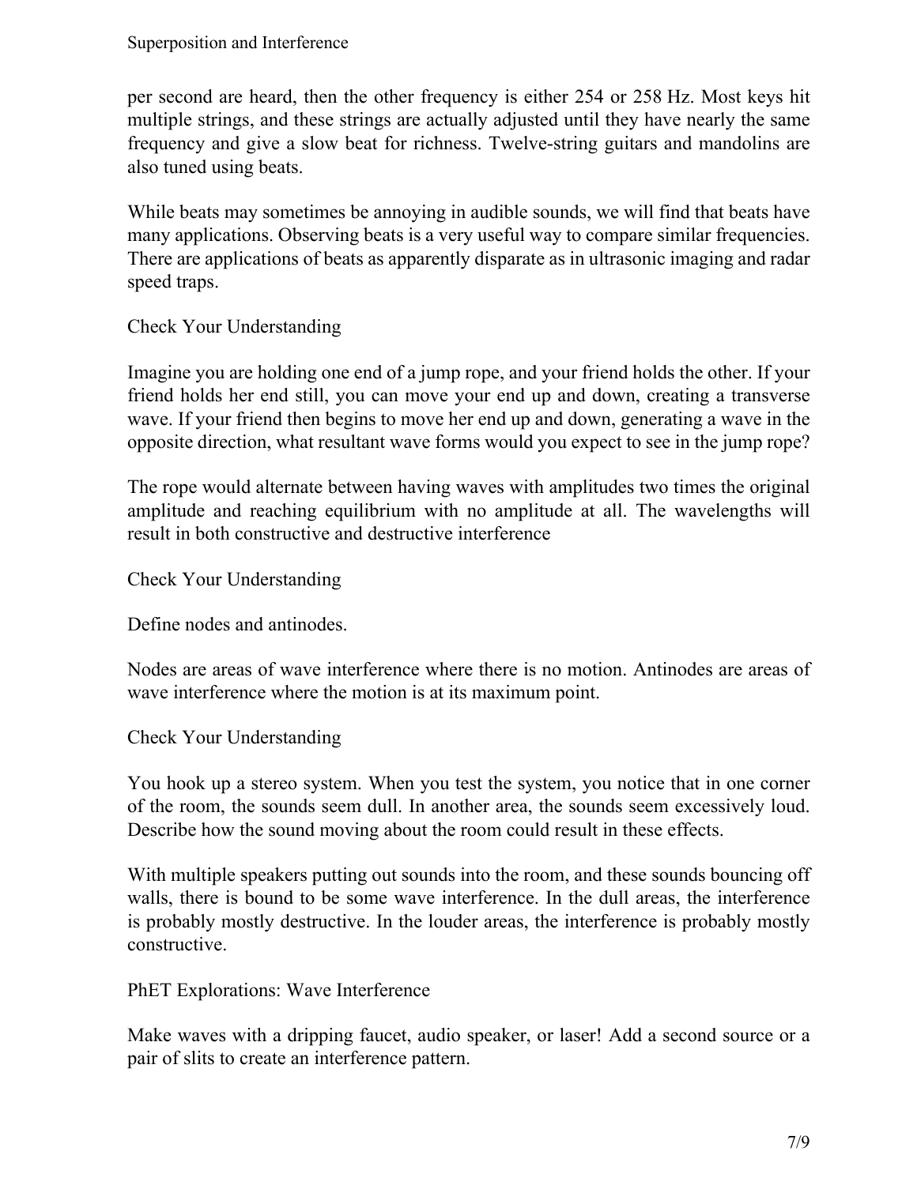per second are heard, then the other frequency is either 254 or 258 Hz. Most keys hit multiple strings, and these strings are actually adjusted until they have nearly the same frequency and give a slow beat for richness. Twelve-string guitars and mandolins are also tuned using beats.

While beats may sometimes be annoying in audible sounds, we will find that beats have many applications. Observing beats is a very useful way to compare similar frequencies. There are applications of beats as apparently disparate as in ultrasonic imaging and radar speed traps.

Check Your Understanding

Imagine you are holding one end of a jump rope, and your friend holds the other. If your friend holds her end still, you can move your end up and down, creating a transverse wave. If your friend then begins to move her end up and down, generating a wave in the opposite direction, what resultant wave forms would you expect to see in the jump rope?

The rope would alternate between having waves with amplitudes two times the original amplitude and reaching equilibrium with no amplitude at all. The wavelengths will result in both constructive and destructive interference

Check Your Understanding

Define nodes and antinodes.

Nodes are areas of wave interference where there is no motion. Antinodes are areas of wave interference where the motion is at its maximum point.

Check Your Understanding

You hook up a stereo system. When you test the system, you notice that in one corner of the room, the sounds seem dull. In another area, the sounds seem excessively loud. Describe how the sound moving about the room could result in these effects.

With multiple speakers putting out sounds into the room, and these sounds bouncing off walls, there is bound to be some wave interference. In the dull areas, the interference is probably mostly destructive. In the louder areas, the interference is probably mostly constructive.

PhET Explorations: Wave Interference

Make waves with a dripping faucet, audio speaker, or laser! Add a second source or a pair of slits to create an interference pattern.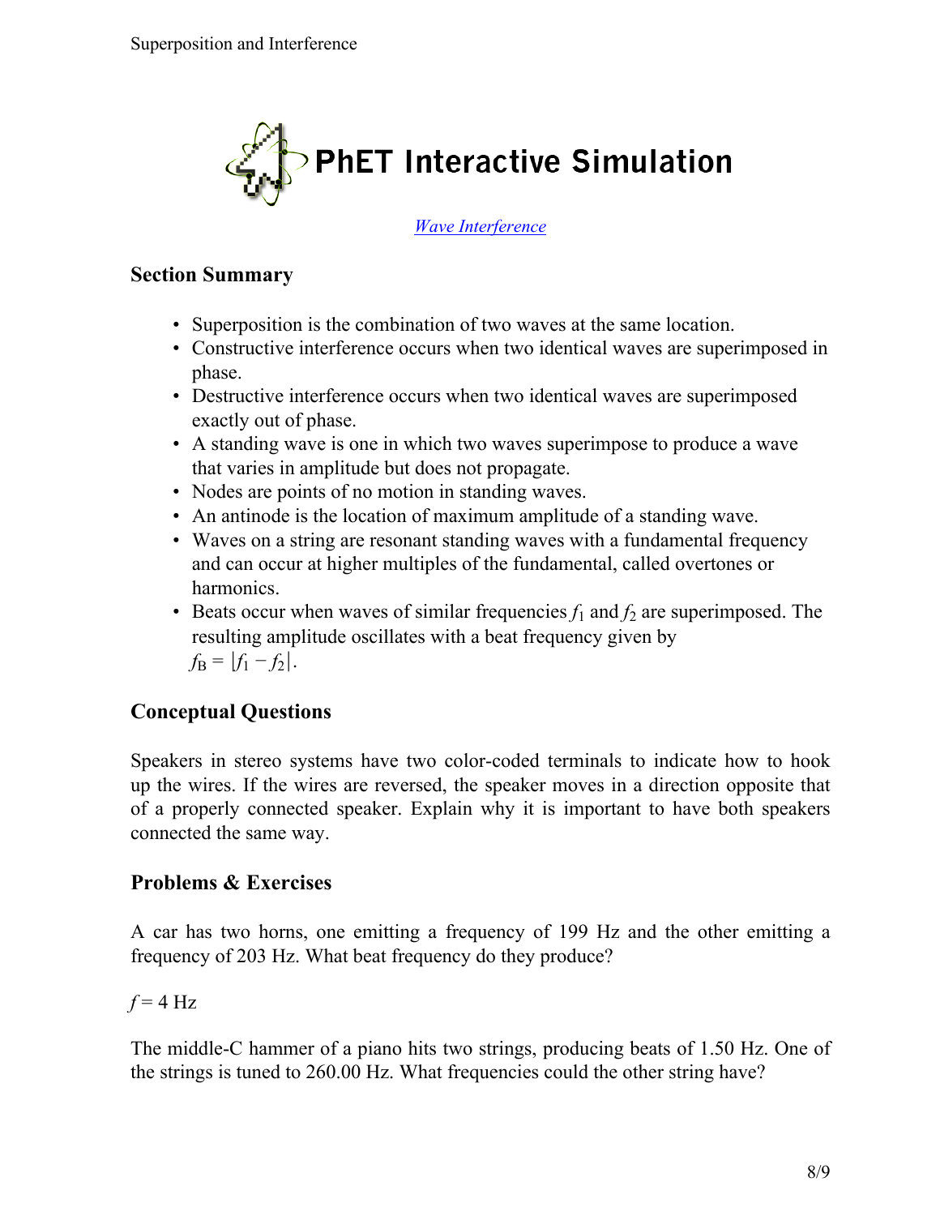PhET Interactive Simulation

[Wave Interference]

### Section Summary

- Superposition is the combination of two waves at the same location.
- Constructive interference occurs when two identical waves are superimposed in phase.
- Destructive interference occurs when two identical waves are superimposed exactly out of phase.
- A standing wave is one in which two waves superimpose to produce a wave that varies in amplitude but does not propagate.
- Nodes are points of no motion in standing waves.
- An antinode is the location of maximum amplitude of a standing wave.
- Waves on a string are resonant standing waves with a fundamental frequency and can occur at higher multiples of the fundamental, called overtones or harmonics.
- Beats occur when waves of similar frequencies $f_1$ and $f_2$ are superimposed. The resulting amplitude oscillates with a beat frequency given by $f_B = |f_1 - f_2|$.

### Conceptual Questions

Speakers in stereo systems have two color-coded terminals to indicate how to hook up the wires. If the wires are reversed, the speaker moves in a direction opposite that of a properly connected speaker. Explain why it is important to have both speakers connected the same way.

### Problems & Exercises

A car has two horns, one emitting a frequency of 199 Hz and the other emitting a frequency of 203 Hz. What beat frequency do they produce?

$f = 4$ Hz

The middle-C hammer of a piano hits two strings, producing beats of 1.50 Hz. One of the strings is tuned to 260.00 Hz. What frequencies could the other string have?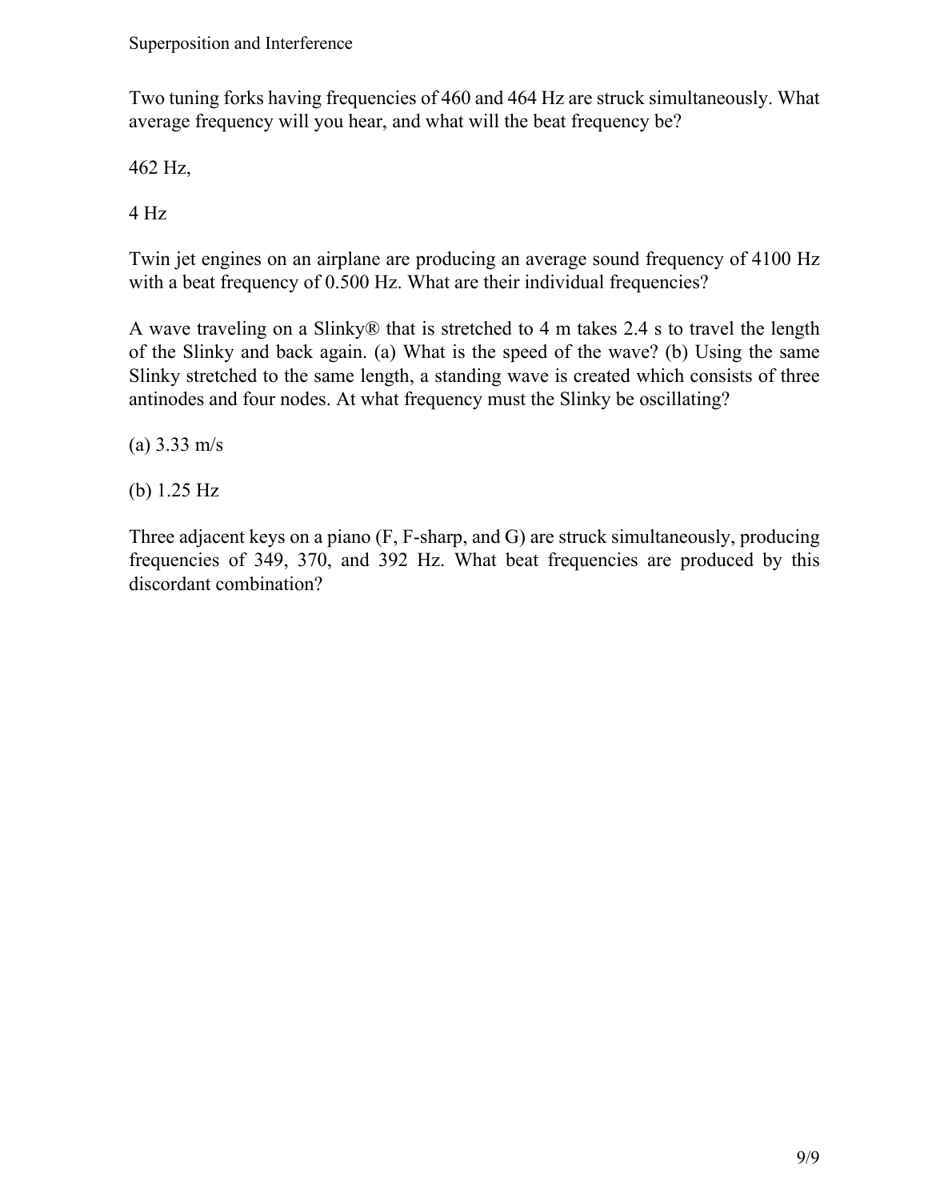Two tuning forks having frequencies of 460 and 464 Hz are struck simultaneously. What average frequency will you hear, and what will the beat frequency be?

462 Hz,

4 Hz

Twin jet engines on an airplane are producing an average sound frequency of 4100 Hz with a beat frequency of 0.500 Hz. What are their individual frequencies?

A wave traveling on a Slinky® that is stretched to 4 m takes 2.4 s to travel the length of the Slinky and back again. (a) What is the speed of the wave? (b) Using the same Slinky stretched to the same length, a standing wave is created which consists of three antinodes and four nodes. At what frequency must the Slinky be oscillating?

(a) 3.33 m/s

(b) 1.25 Hz

Three adjacent keys on a piano (F, F-sharp, and G) are struck simultaneously, producing frequencies of 349, 370, and 392 Hz. What beat frequencies are produced by this discordant combination?